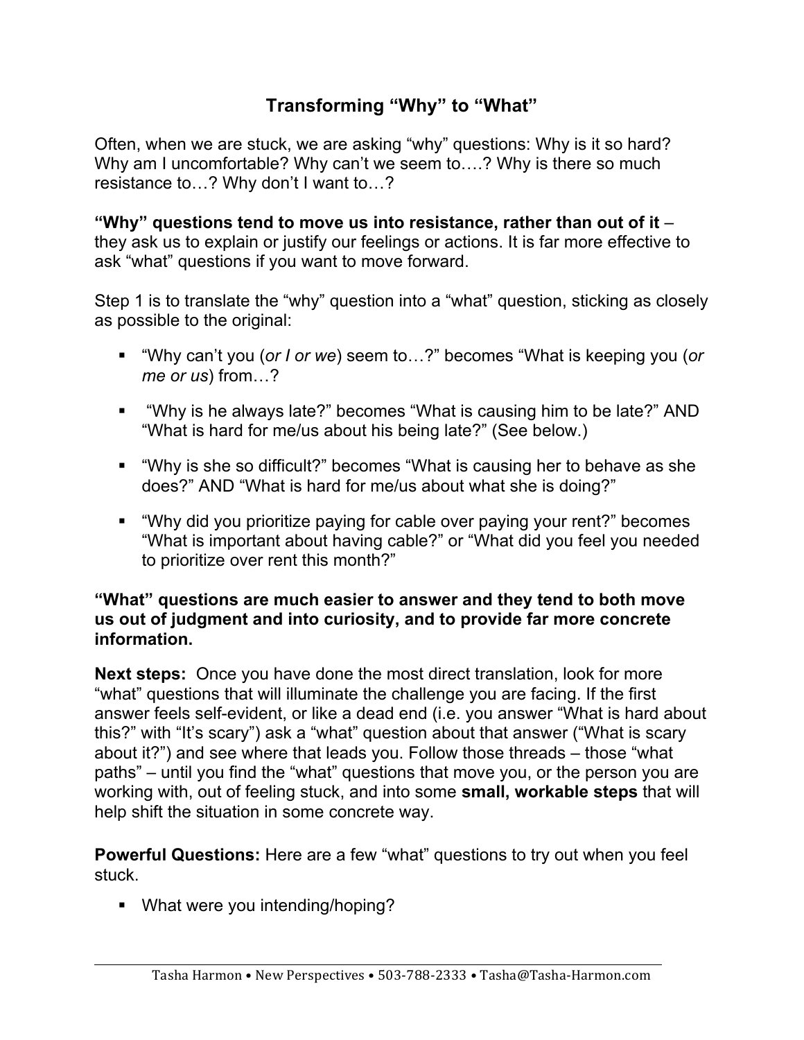# Transforming "Why" to "What"

Often, when we are stuck, we are asking "why" questions: Why is it so hard? Why am I uncomfortable? Why can't we seem to….? Why is there so much resistance to…? Why don't I want to…?

**"Why" questions tend to move us into resistance, rather than out of it** – they ask us to explain or justify our feelings or actions. It is far more effective to ask "what" questions if you want to move forward.

Step 1 is to translate the "why" question into a "what" question, sticking as closely as possible to the original:

- "Why can't you (*or I or we*) seem to…?" becomes "What is keeping you (*or me or us*) from…?
- "Why is he always late?" becomes "What is causing him to be late?" AND "What is hard for me/us about his being late?" (See below.)
- "Why is she so difficult?" becomes "What is causing her to behave as she does?" AND "What is hard for me/us about what she is doing?"
- "Why did you prioritize paying for cable over paying your rent?" becomes "What is important about having cable?" or "What did you feel you needed to prioritize over rent this month?"

**"What" questions are much easier to answer and they tend to both move us out of judgment and into curiosity, and to provide far more concrete information.**

**Next steps:** Once you have done the most direct translation, look for more "what" questions that will illuminate the challenge you are facing. If the first answer feels self-evident, or like a dead end (i.e. you answer "What is hard about this?" with "It's scary") ask a "what" question about that answer ("What is scary about it?") and see where that leads you. Follow those threads – those "what paths" – until you find the "what" questions that move you, or the person you are working with, out of feeling stuck, and into some **small, workable steps** that will help shift the situation in some concrete way.

**Powerful Questions:** Here are a few "what" questions to try out when you feel stuck.

- What were you intending/hoping?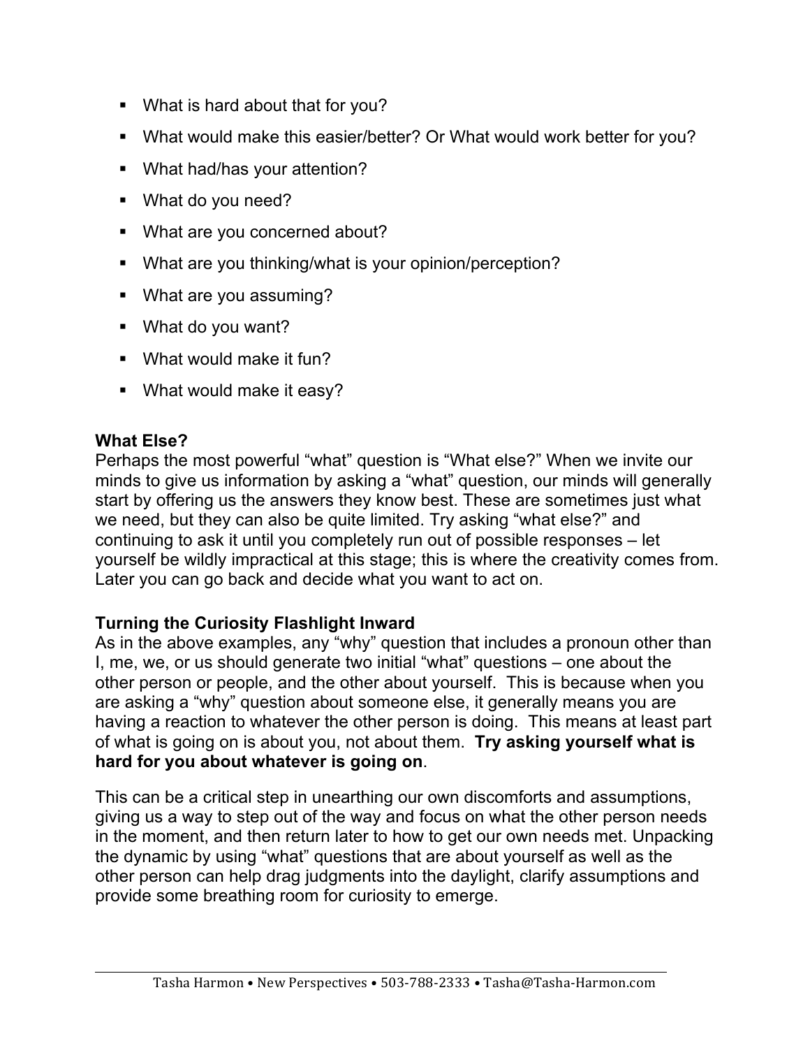- What is hard about that for you?
- What would make this easier/better? Or What would work better for you?
- What had/has your attention?
- What do you need?
- What are you concerned about?
- What are you thinking/what is your opinion/perception?
- What are you assuming?
- What do you want?
- What would make it fun?
- What would make it easy?

**What Else?**

Perhaps the most powerful "what" question is "What else?" When we invite our minds to give us information by asking a "what" question, our minds will generally start by offering us the answers they know best. These are sometimes just what we need, but they can also be quite limited. Try asking "what else?" and continuing to ask it until you completely run out of possible responses – let yourself be wildly impractical at this stage; this is where the creativity comes from. Later you can go back and decide what you want to act on.

**Turning the Curiosity Flashlight Inward**

As in the above examples, any "why" question that includes a pronoun other than I, me, we, or us should generate two initial "what" questions – one about the other person or people, and the other about yourself. This is because when you are asking a "why" question about someone else, it generally means you are having a reaction to whatever the other person is doing. This means at least part of what is going on is about you, not about them. **Try asking yourself what is hard for you about whatever is going on**.

This can be a critical step in unearthing our own discomforts and assumptions, giving us a way to step out of the way and focus on what the other person needs in the moment, and then return later to how to get our own needs met. Unpacking the dynamic by using "what" questions that are about yourself as well as the other person can help drag judgments into the daylight, clarify assumptions and provide some breathing room for curiosity to emerge.